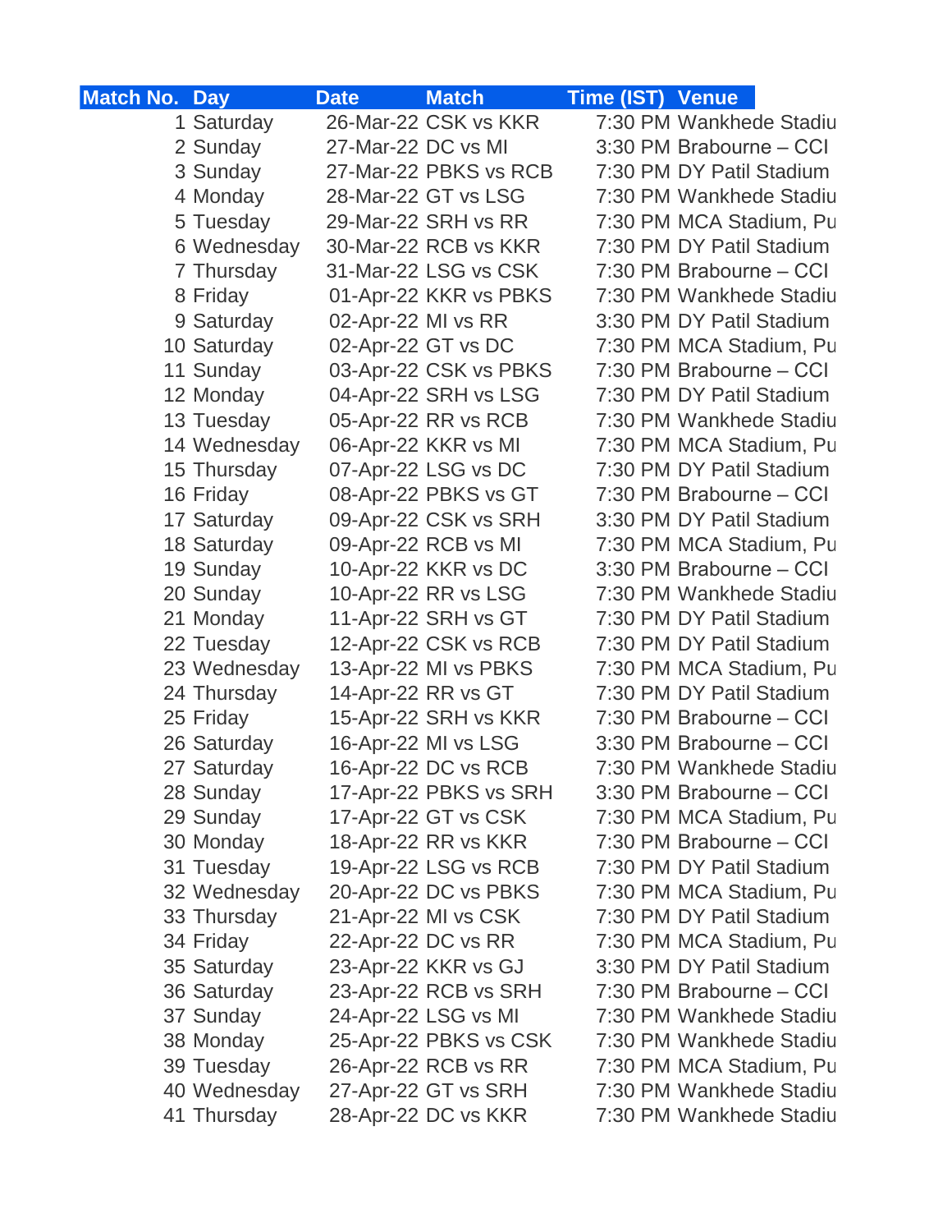| Match No. | Day | Date | Match | Time (IST) | Venue |
|---|---|---|---|---|---|
| 1 | Saturday | 26-Mar-22 | CSK vs KKR | 7:30 PM | Wankhede Stadiu |
| 2 | Sunday | 27-Mar-22 | DC vs MI | 3:30 PM | Brabourne – CCI |
| 3 | Sunday | 27-Mar-22 | PBKS vs RCB | 7:30 PM | DY Patil Stadium |
| 4 | Monday | 28-Mar-22 | GT vs LSG | 7:30 PM | Wankhede Stadiu |
| 5 | Tuesday | 29-Mar-22 | SRH vs RR | 7:30 PM | MCA Stadium, Pu |
| 6 | Wednesday | 30-Mar-22 | RCB vs KKR | 7:30 PM | DY Patil Stadium |
| 7 | Thursday | 31-Mar-22 | LSG vs CSK | 7:30 PM | Brabourne – CCI |
| 8 | Friday | 01-Apr-22 | KKR vs PBKS | 7:30 PM | Wankhede Stadiu |
| 9 | Saturday | 02-Apr-22 | MI vs RR | 3:30 PM | DY Patil Stadium |
| 10 | Saturday | 02-Apr-22 | GT vs DC | 7:30 PM | MCA Stadium, Pu |
| 11 | Sunday | 03-Apr-22 | CSK vs PBKS | 7:30 PM | Brabourne – CCI |
| 12 | Monday | 04-Apr-22 | SRH vs LSG | 7:30 PM | DY Patil Stadium |
| 13 | Tuesday | 05-Apr-22 | RR vs RCB | 7:30 PM | Wankhede Stadiu |
| 14 | Wednesday | 06-Apr-22 | KKR vs MI | 7:30 PM | MCA Stadium, Pu |
| 15 | Thursday | 07-Apr-22 | LSG vs DC | 7:30 PM | DY Patil Stadium |
| 16 | Friday | 08-Apr-22 | PBKS vs GT | 7:30 PM | Brabourne – CCI |
| 17 | Saturday | 09-Apr-22 | CSK vs SRH | 3:30 PM | DY Patil Stadium |
| 18 | Saturday | 09-Apr-22 | RCB vs MI | 7:30 PM | MCA Stadium, Pu |
| 19 | Sunday | 10-Apr-22 | KKR vs DC | 3:30 PM | Brabourne – CCI |
| 20 | Sunday | 10-Apr-22 | RR vs LSG | 7:30 PM | Wankhede Stadiu |
| 21 | Monday | 11-Apr-22 | SRH vs GT | 7:30 PM | DY Patil Stadium |
| 22 | Tuesday | 12-Apr-22 | CSK vs RCB | 7:30 PM | DY Patil Stadium |
| 23 | Wednesday | 13-Apr-22 | MI vs PBKS | 7:30 PM | MCA Stadium, Pu |
| 24 | Thursday | 14-Apr-22 | RR vs GT | 7:30 PM | DY Patil Stadium |
| 25 | Friday | 15-Apr-22 | SRH vs KKR | 7:30 PM | Brabourne – CCI |
| 26 | Saturday | 16-Apr-22 | MI vs LSG | 3:30 PM | Brabourne – CCI |
| 27 | Saturday | 16-Apr-22 | DC vs RCB | 7:30 PM | Wankhede Stadiu |
| 28 | Sunday | 17-Apr-22 | PBKS vs SRH | 3:30 PM | Brabourne – CCI |
| 29 | Sunday | 17-Apr-22 | GT vs CSK | 7:30 PM | MCA Stadium, Pu |
| 30 | Monday | 18-Apr-22 | RR vs KKR | 7:30 PM | Brabourne – CCI |
| 31 | Tuesday | 19-Apr-22 | LSG vs RCB | 7:30 PM | DY Patil Stadium |
| 32 | Wednesday | 20-Apr-22 | DC vs PBKS | 7:30 PM | MCA Stadium, Pu |
| 33 | Thursday | 21-Apr-22 | MI vs CSK | 7:30 PM | DY Patil Stadium |
| 34 | Friday | 22-Apr-22 | DC vs RR | 7:30 PM | MCA Stadium, Pu |
| 35 | Saturday | 23-Apr-22 | KKR vs GJ | 3:30 PM | DY Patil Stadium |
| 36 | Saturday | 23-Apr-22 | RCB vs SRH | 7:30 PM | Brabourne – CCI |
| 37 | Sunday | 24-Apr-22 | LSG vs MI | 7:30 PM | Wankhede Stadiu |
| 38 | Monday | 25-Apr-22 | PBKS vs CSK | 7:30 PM | Wankhede Stadiu |
| 39 | Tuesday | 26-Apr-22 | RCB vs RR | 7:30 PM | MCA Stadium, Pu |
| 40 | Wednesday | 27-Apr-22 | GT vs SRH | 7:30 PM | Wankhede Stadiu |
| 41 | Thursday | 28-Apr-22 | DC vs KKR | 7:30 PM | Wankhede Stadiu |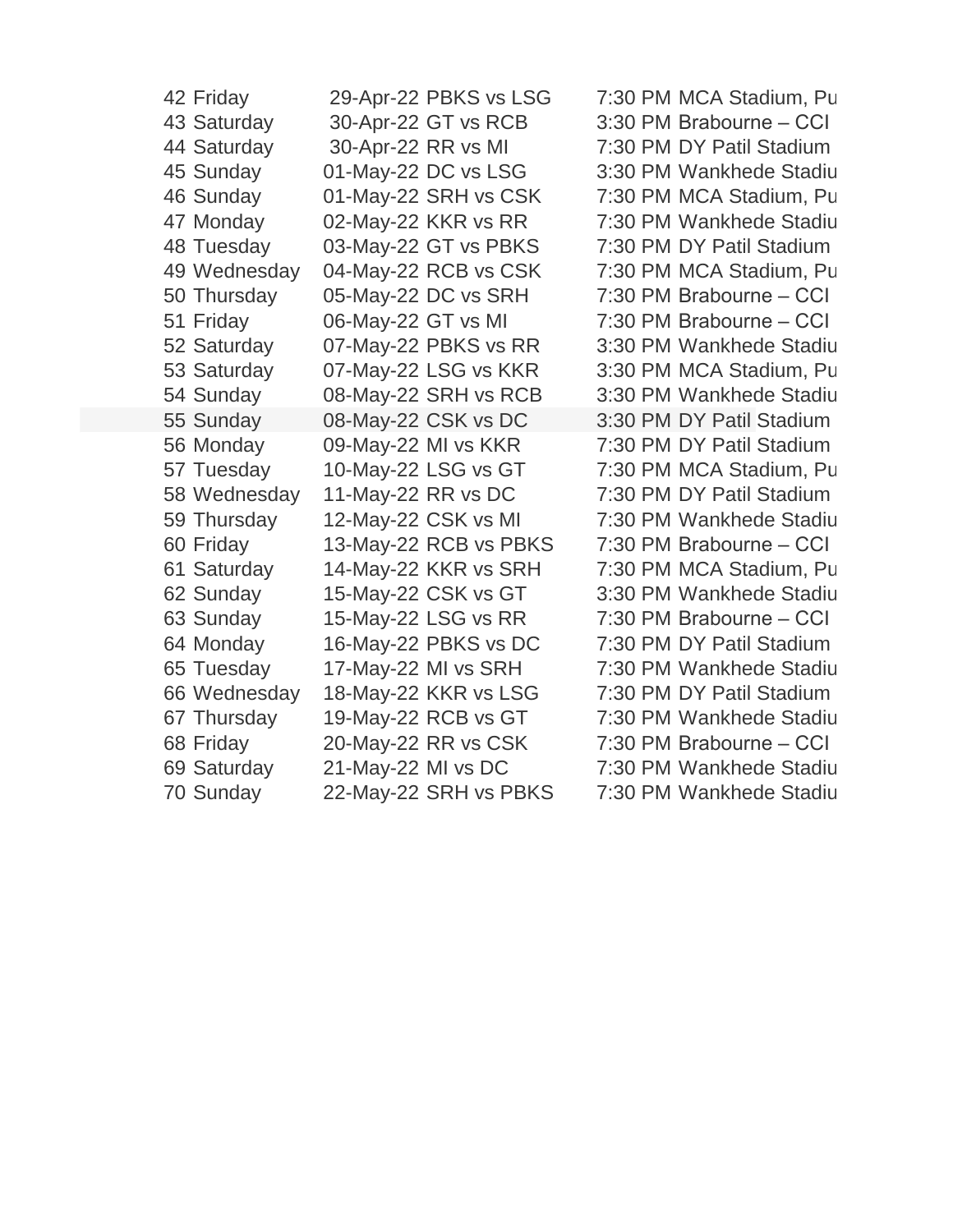| 42 | Friday | 29-Apr-22 | PBKS vs LSG | 7:30 PM | MCA Stadium, Pu |
|---|---|---|---|---|---|
| 43 | Saturday | 30-Apr-22 | GT vs RCB | 3:30 PM | Brabourne – CCI |
| 44 | Saturday | 30-Apr-22 | RR vs MI | 7:30 PM | DY Patil Stadium |
| 45 | Sunday | 01-May-22 | DC vs LSG | 3:30 PM | Wankhede Stadiu |
| 46 | Sunday | 01-May-22 | SRH vs CSK | 7:30 PM | MCA Stadium, Pu |
| 47 | Monday | 02-May-22 | KKR vs RR | 7:30 PM | Wankhede Stadiu |
| 48 | Tuesday | 03-May-22 | GT vs PBKS | 7:30 PM | DY Patil Stadium |
| 49 | Wednesday | 04-May-22 | RCB vs CSK | 7:30 PM | MCA Stadium, Pu |
| 50 | Thursday | 05-May-22 | DC vs SRH | 7:30 PM | Brabourne – CCI |
| 51 | Friday | 06-May-22 | GT vs MI | 7:30 PM | Brabourne – CCI |
| 52 | Saturday | 07-May-22 | PBKS vs RR | 3:30 PM | Wankhede Stadiu |
| 53 | Saturday | 07-May-22 | LSG vs KKR | 3:30 PM | MCA Stadium, Pu |
| 54 | Sunday | 08-May-22 | SRH vs RCB | 3:30 PM | Wankhede Stadiu |
| 55 | Sunday | 08-May-22 | CSK vs DC | 3:30 PM | DY Patil Stadium |
| 56 | Monday | 09-May-22 | MI vs KKR | 7:30 PM | DY Patil Stadium |
| 57 | Tuesday | 10-May-22 | LSG vs GT | 7:30 PM | MCA Stadium, Pu |
| 58 | Wednesday | 11-May-22 | RR vs DC | 7:30 PM | DY Patil Stadium |
| 59 | Thursday | 12-May-22 | CSK vs MI | 7:30 PM | Wankhede Stadiu |
| 60 | Friday | 13-May-22 | RCB vs PBKS | 7:30 PM | Brabourne – CCI |
| 61 | Saturday | 14-May-22 | KKR vs SRH | 7:30 PM | MCA Stadium, Pu |
| 62 | Sunday | 15-May-22 | CSK vs GT | 3:30 PM | Wankhede Stadiu |
| 63 | Sunday | 15-May-22 | LSG vs RR | 7:30 PM | Brabourne – CCI |
| 64 | Monday | 16-May-22 | PBKS vs DC | 7:30 PM | DY Patil Stadium |
| 65 | Tuesday | 17-May-22 | MI vs SRH | 7:30 PM | Wankhede Stadiu |
| 66 | Wednesday | 18-May-22 | KKR vs LSG | 7:30 PM | DY Patil Stadium |
| 67 | Thursday | 19-May-22 | RCB vs GT | 7:30 PM | Wankhede Stadiu |
| 68 | Friday | 20-May-22 | RR vs CSK | 7:30 PM | Brabourne – CCI |
| 69 | Saturday | 21-May-22 | MI vs DC | 7:30 PM | Wankhede Stadiu |
| 70 | Sunday | 22-May-22 | SRH vs PBKS | 7:30 PM | Wankhede Stadiu |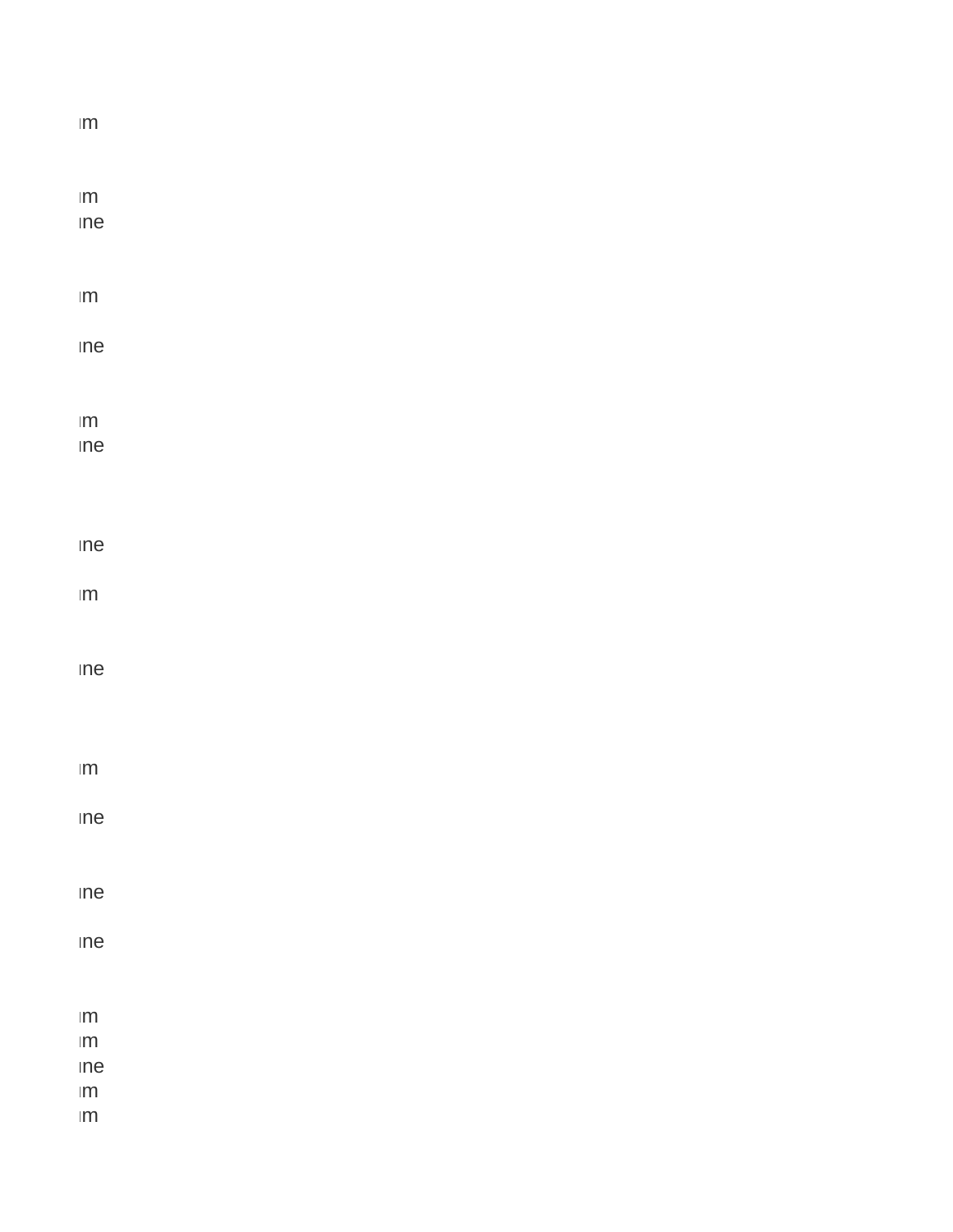ım

ım
ıne

ım

ıne

ım
ıne

ıne

ım

ıne

ım

ıne

ıne

ıne

ım
ım
ıne
ım
ım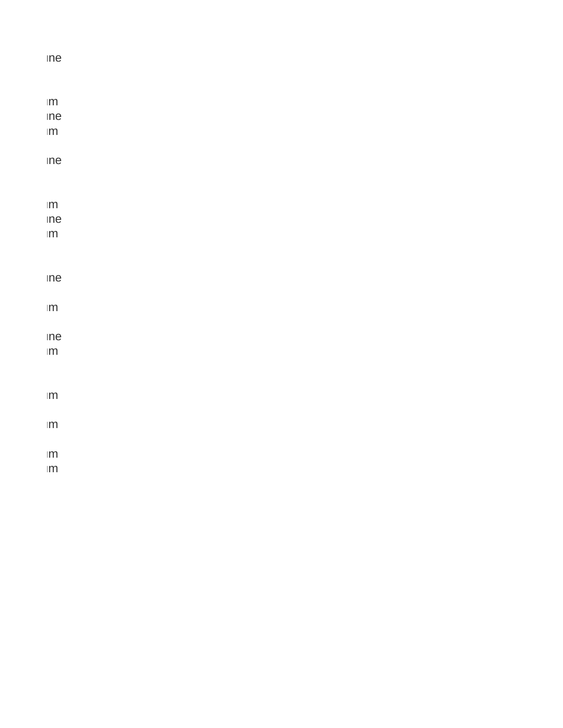ıne

ım
ıne
ım

ıne

ım
ıne
ım

ıne

ım

ıne
ım

ım

ım

ım
ım